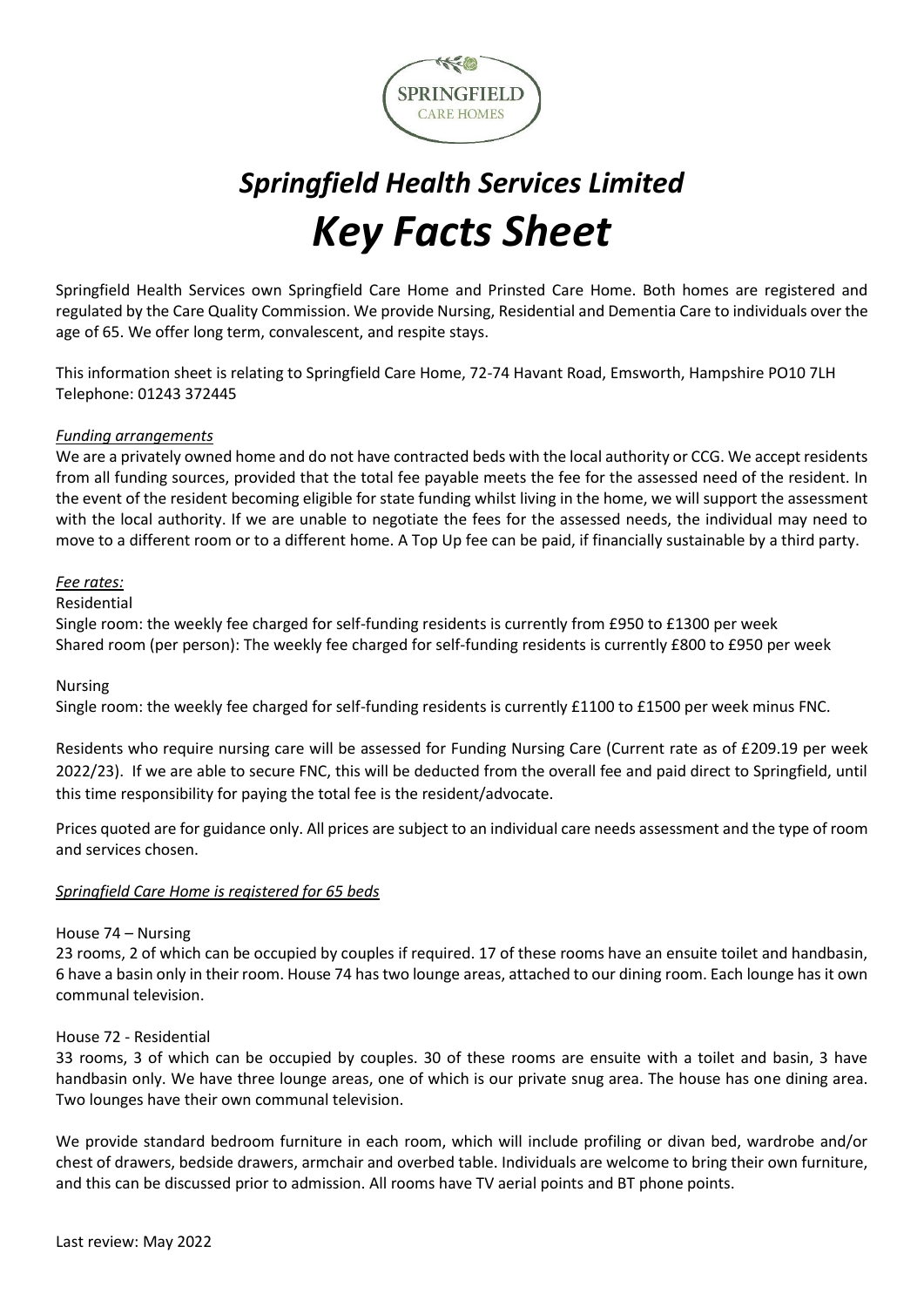SPRINGFIELD
CARE HOMES

# *Springfield Health Services Limited*

# *Key Facts Sheet*

Springfield Health Services own Springfield Care Home and Prinsted Care Home. Both homes are registered and regulated by the Care Quality Commission. We provide Nursing, Residential and Dementia Care to individuals over the age of 65. We offer long term, convalescent, and respite stays.

This information sheet is relating to Springfield Care Home, 72-74 Havant Road, Emsworth, Hampshire PO10 7LH Telephone: 01243 372445

*Funding arrangements*

We are a privately owned home and do not have contracted beds with the local authority or CCG. We accept residents from all funding sources, provided that the total fee payable meets the fee for the assessed need of the resident. In the event of the resident becoming eligible for state funding whilst living in the home, we will support the assessment with the local authority. If we are unable to negotiate the fees for the assessed needs, the individual may need to move to a different room or to a different home. A Top Up fee can be paid, if financially sustainable by a third party.

*Fee rates:*

Residential

Single room: the weekly fee charged for self-funding residents is currently from £950 to £1300 per week

Shared room (per person): The weekly fee charged for self-funding residents is currently £800 to £950 per week

Nursing

Single room: the weekly fee charged for self-funding residents is currently £1100 to £1500 per week minus FNC.

Residents who require nursing care will be assessed for Funding Nursing Care (Current rate as of £209.19 per week 2022/23). If we are able to secure FNC, this will be deducted from the overall fee and paid direct to Springfield, until this time responsibility for paying the total fee is the resident/advocate.

Prices quoted are for guidance only. All prices are subject to an individual care needs assessment and the type of room and services chosen.

*Springfield Care Home is registered for 65 beds*

House 74 – Nursing

23 rooms, 2 of which can be occupied by couples if required. 17 of these rooms have an ensuite toilet and handbasin, 6 have a basin only in their room. House 74 has two lounge areas, attached to our dining room. Each lounge has it own communal television.

House 72 - Residential

33 rooms, 3 of which can be occupied by couples. 30 of these rooms are ensuite with a toilet and basin, 3 have handbasin only. We have three lounge areas, one of which is our private snug area. The house has one dining area. Two lounges have their own communal television.

We provide standard bedroom furniture in each room, which will include profiling or divan bed, wardrobe and/or chest of drawers, bedside drawers, armchair and overbed table. Individuals are welcome to bring their own furniture, and this can be discussed prior to admission. All rooms have TV aerial points and BT phone points.

Last review: May 2022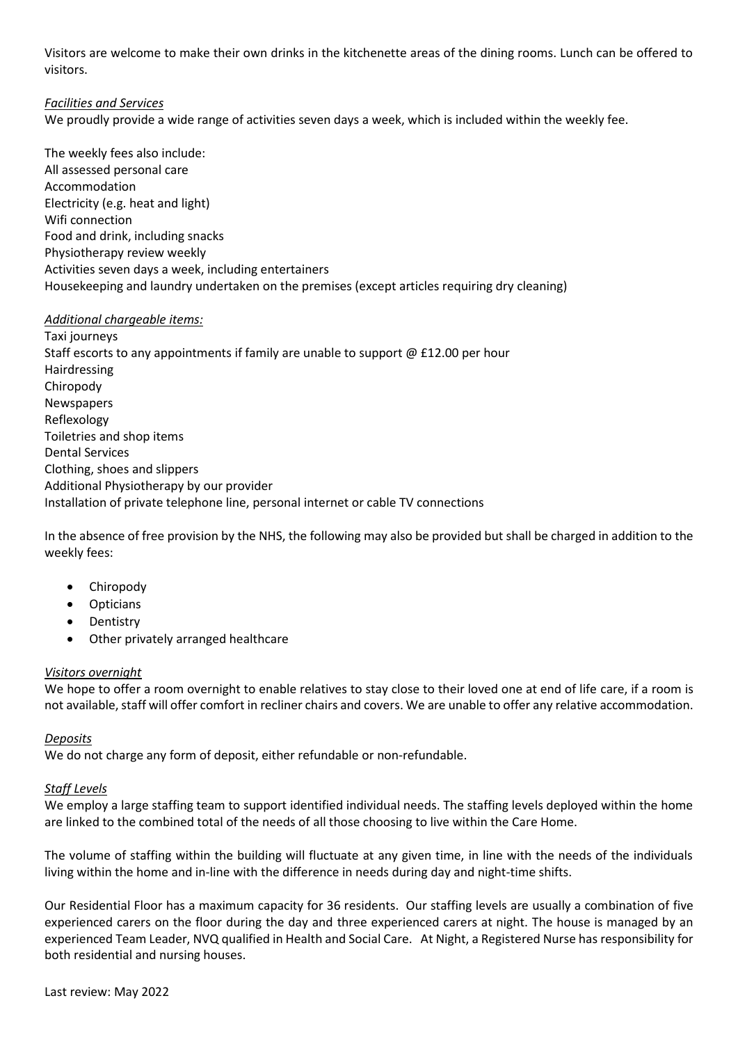Visitors are welcome to make their own drinks in the kitchenette areas of the dining rooms. Lunch can be offered to visitors.

*Facilities and Services*

We proudly provide a wide range of activities seven days a week, which is included within the weekly fee.

The weekly fees also include:
All assessed personal care
Accommodation
Electricity (e.g. heat and light)
Wifi connection
Food and drink, including snacks
Physiotherapy review weekly
Activities seven days a week, including entertainers
Housekeeping and laundry undertaken on the premises (except articles requiring dry cleaning)

*Additional chargeable items:*

Taxi journeys
Staff escorts to any appointments if family are unable to support @ £12.00 per hour
Hairdressing
Chiropody
Newspapers
Reflexology
Toiletries and shop items
Dental Services
Clothing, shoes and slippers
Additional Physiotherapy by our provider
Installation of private telephone line, personal internet or cable TV connections

In the absence of free provision by the NHS, the following may also be provided but shall be charged in addition to the weekly fees:

- Chiropody
- Opticians
- Dentistry
- Other privately arranged healthcare

*Visitors overnight*

We hope to offer a room overnight to enable relatives to stay close to their loved one at end of life care, if a room is not available, staff will offer comfort in recliner chairs and covers. We are unable to offer any relative accommodation.

*Deposits*

We do not charge any form of deposit, either refundable or non-refundable.

*Staff Levels*

We employ a large staffing team to support identified individual needs. The staffing levels deployed within the home are linked to the combined total of the needs of all those choosing to live within the Care Home.

The volume of staffing within the building will fluctuate at any given time, in line with the needs of the individuals living within the home and in-line with the difference in needs during day and night-time shifts.

Our Residential Floor has a maximum capacity for 36 residents. Our staffing levels are usually a combination of five experienced carers on the floor during the day and three experienced carers at night. The house is managed by an experienced Team Leader, NVQ qualified in Health and Social Care. At Night, a Registered Nurse has responsibility for both residential and nursing houses.

Last review: May 2022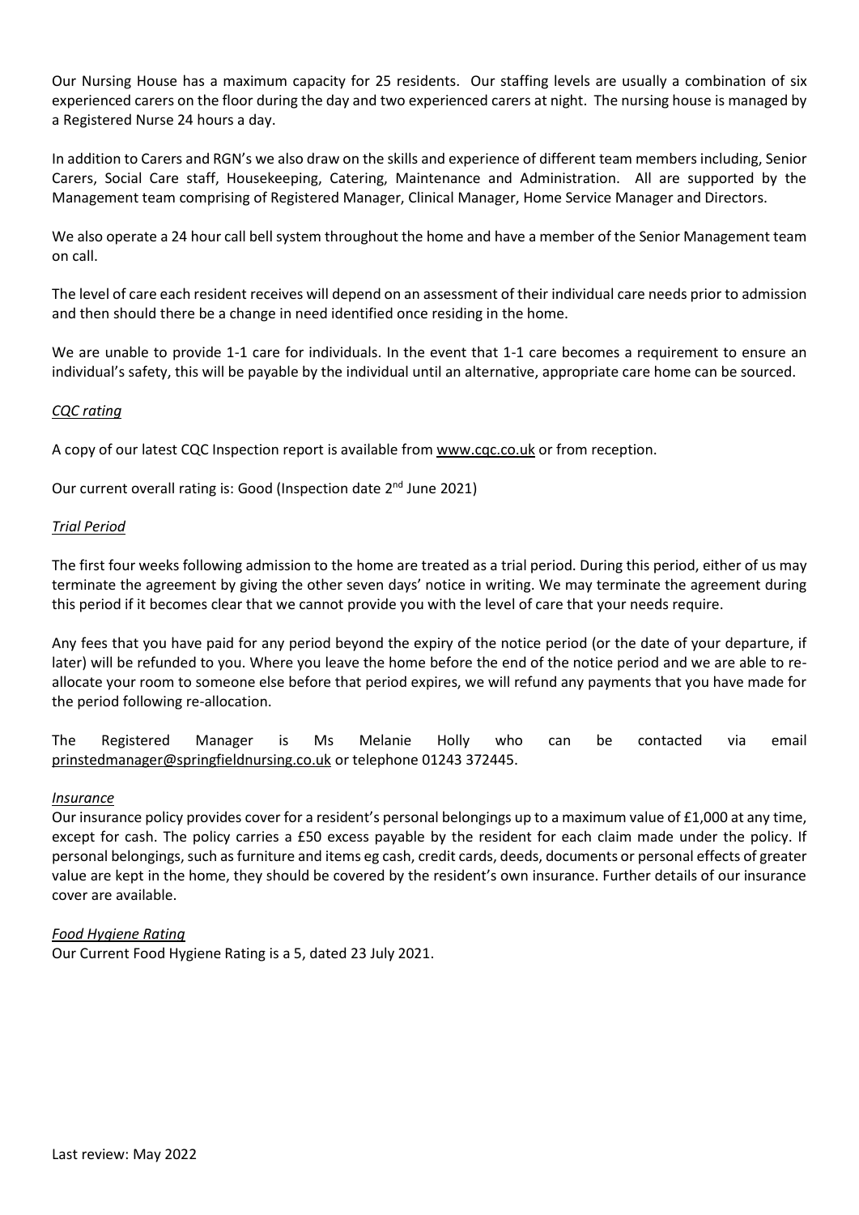Our Nursing House has a maximum capacity for 25 residents. Our staffing levels are usually a combination of six experienced carers on the floor during the day and two experienced carers at night. The nursing house is managed by a Registered Nurse 24 hours a day.

In addition to Carers and RGN's we also draw on the skills and experience of different team members including, Senior Carers, Social Care staff, Housekeeping, Catering, Maintenance and Administration. All are supported by the Management team comprising of Registered Manager, Clinical Manager, Home Service Manager and Directors.

We also operate a 24 hour call bell system throughout the home and have a member of the Senior Management team on call.

The level of care each resident receives will depend on an assessment of their individual care needs prior to admission and then should there be a change in need identified once residing in the home.

We are unable to provide 1-1 care for individuals. In the event that 1-1 care becomes a requirement to ensure an individual's safety, this will be payable by the individual until an alternative, appropriate care home can be sourced.

### *CQC rating*

A copy of our latest CQC Inspection report is available from www.cqc.co.uk or from reception.

Our current overall rating is: Good (Inspection date 2nd June 2021)

### *Trial Period*

The first four weeks following admission to the home are treated as a trial period. During this period, either of us may terminate the agreement by giving the other seven days' notice in writing. We may terminate the agreement during this period if it becomes clear that we cannot provide you with the level of care that your needs require.

Any fees that you have paid for any period beyond the expiry of the notice period (or the date of your departure, if later) will be refunded to you. Where you leave the home before the end of the notice period and we are able to re-allocate your room to someone else before that period expires, we will refund any payments that you have made for the period following re-allocation.

The Registered Manager is Ms Melanie Holly who can be contacted via email prinstedmanager@springfieldnursing.co.uk or telephone 01243 372445.

### *Insurance*

Our insurance policy provides cover for a resident's personal belongings up to a maximum value of £1,000 at any time, except for cash. The policy carries a £50 excess payable by the resident for each claim made under the policy. If personal belongings, such as furniture and items eg cash, credit cards, deeds, documents or personal effects of greater value are kept in the home, they should be covered by the resident's own insurance. Further details of our insurance cover are available.

### *Food Hygiene Rating*

Our Current Food Hygiene Rating is a 5, dated 23 July 2021.

Last review: May 2022